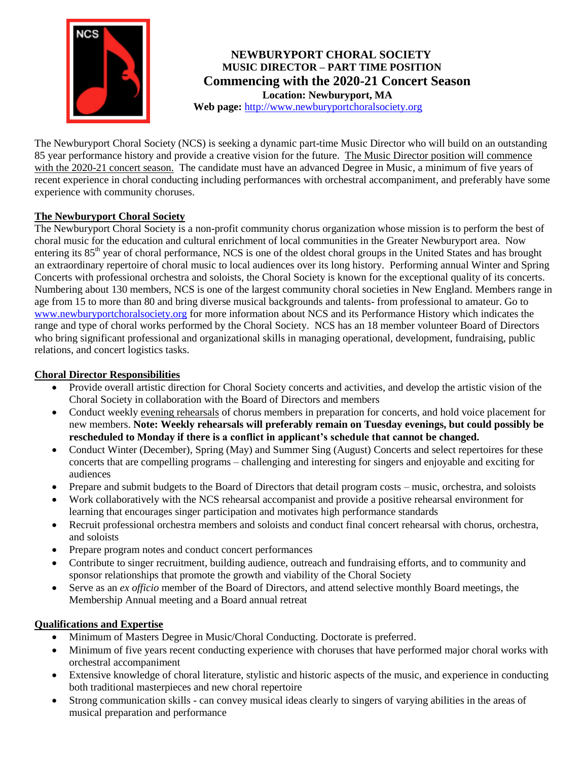# NEWBURYPORT CHORAL SOCIETY

**MUSIC DIRECTOR – PART TIME POSITION**

## Commencing with the 2020-21 Concert Season

**Location: Newburyport, MA**

**Web page:** http://www.newburyportchoralsociety.org

The Newburyport Choral Society (NCS) is seeking a dynamic part-time Music Director who will build on an outstanding 85 year performance history and provide a creative vision for the future. The Music Director position will commence with the 2020-21 concert season. The candidate must have an advanced Degree in Music, a minimum of five years of recent experience in choral conducting including performances with orchestral accompaniment, and preferably have some experience with community choruses.

### The Newburyport Choral Society

The Newburyport Choral Society is a non-profit community chorus organization whose mission is to perform the best of choral music for the education and cultural enrichment of local communities in the Greater Newburyport area. Now entering its 85th year of choral performance, NCS is one of the oldest choral groups in the United States and has brought an extraordinary repertoire of choral music to local audiences over its long history. Performing annual Winter and Spring Concerts with professional orchestra and soloists, the Choral Society is known for the exceptional quality of its concerts. Numbering about 130 members, NCS is one of the largest community choral societies in New England. Members range in age from 15 to more than 80 and bring diverse musical backgrounds and talents- from professional to amateur. Go to www.newburyportchoralsociety.org for more information about NCS and its Performance History which indicates the range and type of choral works performed by the Choral Society. NCS has an 18 member volunteer Board of Directors who bring significant professional and organizational skills in managing operational, development, fundraising, public relations, and concert logistics tasks.

### Choral Director Responsibilities

- Provide overall artistic direction for Choral Society concerts and activities, and develop the artistic vision of the Choral Society in collaboration with the Board of Directors and members
- Conduct weekly evening rehearsals of chorus members in preparation for concerts, and hold voice placement for new members. **Note: Weekly rehearsals will preferably remain on Tuesday evenings, but could possibly be rescheduled to Monday if there is a conflict in applicant's schedule that cannot be changed.**
- Conduct Winter (December), Spring (May) and Summer Sing (August) Concerts and select repertoires for these concerts that are compelling programs – challenging and interesting for singers and enjoyable and exciting for audiences
- Prepare and submit budgets to the Board of Directors that detail program costs – music, orchestra, and soloists
- Work collaboratively with the NCS rehearsal accompanist and provide a positive rehearsal environment for learning that encourages singer participation and motivates high performance standards
- Recruit professional orchestra members and soloists and conduct final concert rehearsal with chorus, orchestra, and soloists
- Prepare program notes and conduct concert performances
- Contribute to singer recruitment, building audience, outreach and fundraising efforts, and to community and sponsor relationships that promote the growth and viability of the Choral Society
- Serve as an *ex officio* member of the Board of Directors, and attend selective monthly Board meetings, the Membership Annual meeting and a Board annual retreat

### Qualifications and Expertise

- Minimum of Masters Degree in Music/Choral Conducting. Doctorate is preferred.
- Minimum of five years recent conducting experience with choruses that have performed major choral works with orchestral accompaniment
- Extensive knowledge of choral literature, stylistic and historic aspects of the music, and experience in conducting both traditional masterpieces and new choral repertoire
- Strong communication skills - can convey musical ideas clearly to singers of varying abilities in the areas of musical preparation and performance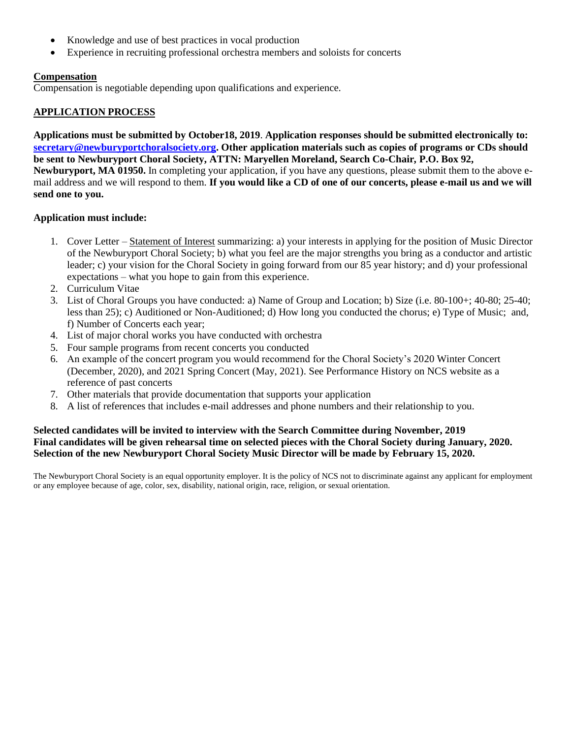- Knowledge and use of best practices in vocal production
- Experience in recruiting professional orchestra members and soloists for concerts

**Compensation**

Compensation is negotiable depending upon qualifications and experience.

## APPLICATION PROCESS

**Applications must be submitted by October18, 2019**. **Application responses should be submitted electronically to: secretary@newburyportchoralsociety.org. Other application materials such as copies of programs or CDs should be sent to Newburyport Choral Society, ATTN: Maryellen Moreland, Search Co-Chair, P.O. Box 92, Newburyport, MA 01950.** In completing your application, if you have any questions, please submit them to the above e-mail address and we will respond to them. **If you would like a CD of one of our concerts, please e-mail us and we will send one to you.**

**Application must include:**

1. Cover Letter – Statement of Interest summarizing: a) your interests in applying for the position of Music Director of the Newburyport Choral Society; b) what you feel are the major strengths you bring as a conductor and artistic leader; c) your vision for the Choral Society in going forward from our 85 year history; and d) your professional expectations – what you hope to gain from this experience.
2. Curriculum Vitae
3. List of Choral Groups you have conducted: a) Name of Group and Location; b) Size (i.e. 80-100+; 40-80; 25-40; less than 25); c) Auditioned or Non-Auditioned; d) How long you conducted the chorus; e) Type of Music; and, f) Number of Concerts each year;
4. List of major choral works you have conducted with orchestra
5. Four sample programs from recent concerts you conducted
6. An example of the concert program you would recommend for the Choral Society's 2020 Winter Concert (December, 2020), and 2021 Spring Concert (May, 2021). See Performance History on NCS website as a reference of past concerts
7. Other materials that provide documentation that supports your application
8. A list of references that includes e-mail addresses and phone numbers and their relationship to you.

**Selected candidates will be invited to interview with the Search Committee during November, 2019**
**Final candidates will be given rehearsal time on selected pieces with the Choral Society during January, 2020.**
**Selection of the new Newburyport Choral Society Music Director will be made by February 15, 2020.**

The Newburyport Choral Society is an equal opportunity employer. It is the policy of NCS not to discriminate against any applicant for employment or any employee because of age, color, sex, disability, national origin, race, religion, or sexual orientation.